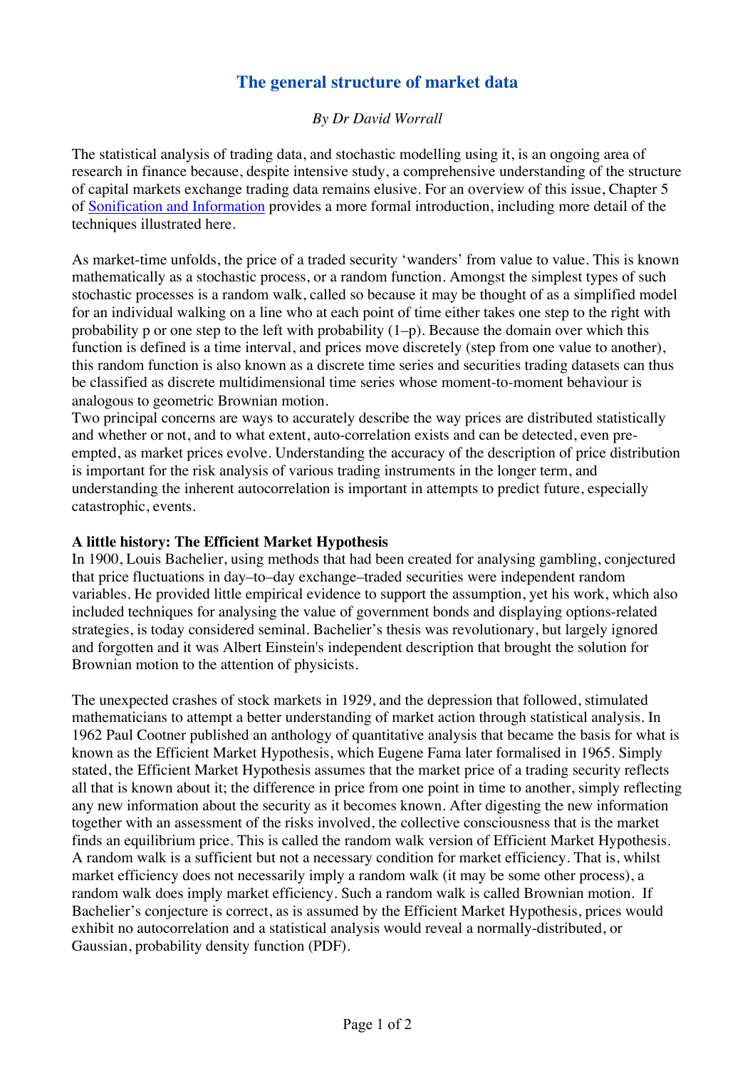# The general structure of market data

*By Dr David Worrall*

The statistical analysis of trading data, and stochastic modelling using it, is an ongoing area of research in finance because, despite intensive study, a comprehensive understanding of the structure of capital markets exchange trading data remains elusive. For an overview of this issue, Chapter 5 of Sonification and Information provides a more formal introduction, including more detail of the techniques illustrated here.

As market-time unfolds, the price of a traded security 'wanders' from value to value. This is known mathematically as a stochastic process, or a random function. Amongst the simplest types of such stochastic processes is a random walk, called so because it may be thought of as a simplified model for an individual walking on a line who at each point of time either takes one step to the right with probability p or one step to the left with probability (1–p). Because the domain over which this function is defined is a time interval, and prices move discretely (step from one value to another), this random function is also known as a discrete time series and securities trading datasets can thus be classified as discrete multidimensional time series whose moment-to-moment behaviour is analogous to geometric Brownian motion.

Two principal concerns are ways to accurately describe the way prices are distributed statistically and whether or not, and to what extent, auto-correlation exists and can be detected, even pre-empted, as market prices evolve. Understanding the accuracy of the description of price distribution is important for the risk analysis of various trading instruments in the longer term, and understanding the inherent autocorrelation is important in attempts to predict future, especially catastrophic, events.

**A little history: The Efficient Market Hypothesis**

In 1900, Louis Bachelier, using methods that had been created for analysing gambling, conjectured that price fluctuations in day–to–day exchange–traded securities were independent random variables. He provided little empirical evidence to support the assumption, yet his work, which also included techniques for analysing the value of government bonds and displaying options-related strategies, is today considered seminal. Bachelier's thesis was revolutionary, but largely ignored and forgotten and it was Albert Einstein's independent description that brought the solution for Brownian motion to the attention of physicists.

The unexpected crashes of stock markets in 1929, and the depression that followed, stimulated mathematicians to attempt a better understanding of market action through statistical analysis. In 1962 Paul Cootner published an anthology of quantitative analysis that became the basis for what is known as the Efficient Market Hypothesis, which Eugene Fama later formalised in 1965. Simply stated, the Efficient Market Hypothesis assumes that the market price of a trading security reflects all that is known about it; the difference in price from one point in time to another, simply reflecting any new information about the security as it becomes known. After digesting the new information together with an assessment of the risks involved, the collective consciousness that is the market finds an equilibrium price. This is called the random walk version of Efficient Market Hypothesis. A random walk is a sufficient but not a necessary condition for market efficiency. That is, whilst market efficiency does not necessarily imply a random walk (it may be some other process), a random walk does imply market efficiency. Such a random walk is called Brownian motion. If Bachelier's conjecture is correct, as is assumed by the Efficient Market Hypothesis, prices would exhibit no autocorrelation and a statistical analysis would reveal a normally-distributed, or Gaussian, probability density function (PDF).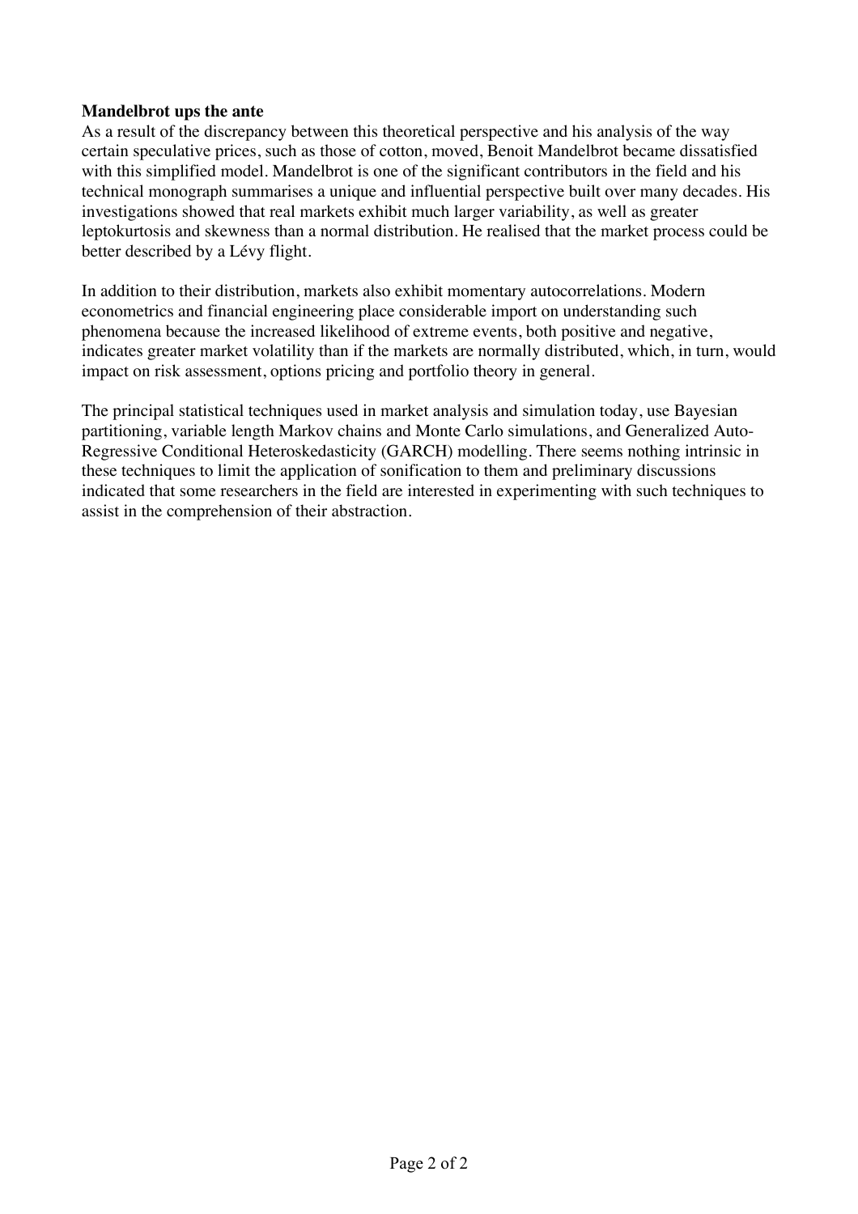**Mandelbrot ups the ante**

As a result of the discrepancy between this theoretical perspective and his analysis of the way certain speculative prices, such as those of cotton, moved, Benoit Mandelbrot became dissatisfied with this simplified model. Mandelbrot is one of the significant contributors in the field and his technical monograph summarises a unique and influential perspective built over many decades. His investigations showed that real markets exhibit much larger variability, as well as greater leptokurtosis and skewness than a normal distribution. He realised that the market process could be better described by a Lévy flight.

In addition to their distribution, markets also exhibit momentary autocorrelations. Modern econometrics and financial engineering place considerable import on understanding such phenomena because the increased likelihood of extreme events, both positive and negative, indicates greater market volatility than if the markets are normally distributed, which, in turn, would impact on risk assessment, options pricing and portfolio theory in general.

The principal statistical techniques used in market analysis and simulation today, use Bayesian partitioning, variable length Markov chains and Monte Carlo simulations, and Generalized Auto-Regressive Conditional Heteroskedasticity (GARCH) modelling. There seems nothing intrinsic in these techniques to limit the application of sonification to them and preliminary discussions indicated that some researchers in the field are interested in experimenting with such techniques to assist in the comprehension of their abstraction.